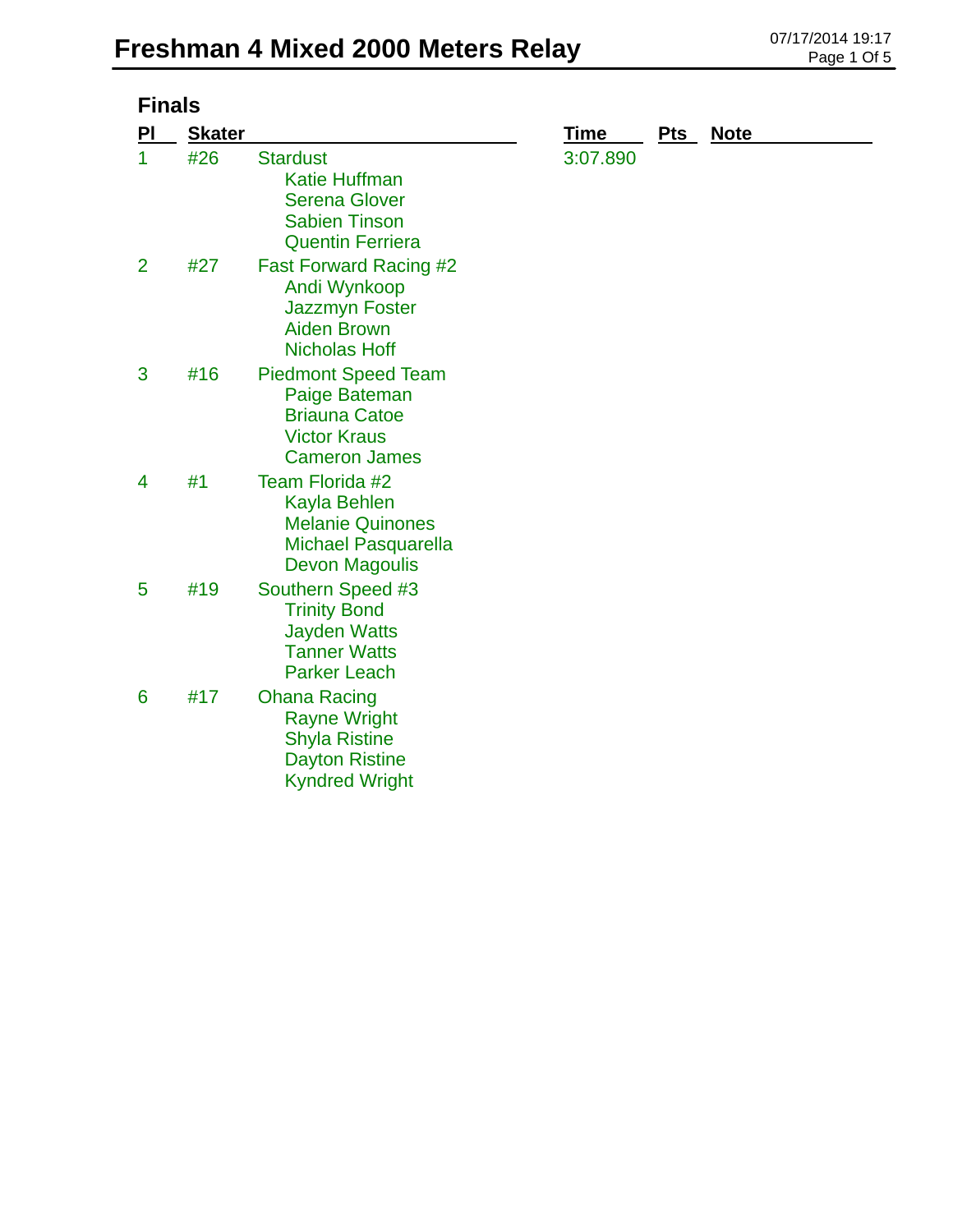# Freshman 4 Mixed 2000 Meters Relay

07/17/2014 19:17

## Finals

| Pl | Skater | | Time | Pts | Note |
|---|---|---|---|---|---|
| 1 | #26 | Stardust<br>Katie Huffman<br>Serena Glover<br>Sabien Tinson<br>Quentin Ferriera | 3:07.890 | | |
| 2 | #27 | Fast Forward Racing #2<br>Andi Wynkoop<br>Jazzmyn Foster<br>Aiden Brown<br>Nicholas Hoff | | | |
| 3 | #16 | Piedmont Speed Team<br>Paige Bateman<br>Briauna Catoe<br>Victor Kraus<br>Cameron James | | | |
| 4 | #1 | Team Florida #2<br>Kayla Behlen<br>Melanie Quinones<br>Michael Pasquarella<br>Devon Magoulis | | | |
| 5 | #19 | Southern Speed #3<br>Trinity Bond<br>Jayden Watts<br>Tanner Watts<br>Parker Leach | | | |
| 6 | #17 | Ohana Racing<br>Rayne Wright<br>Shyla Ristine<br>Dayton Ristine<br>Kyndred Wright | | | |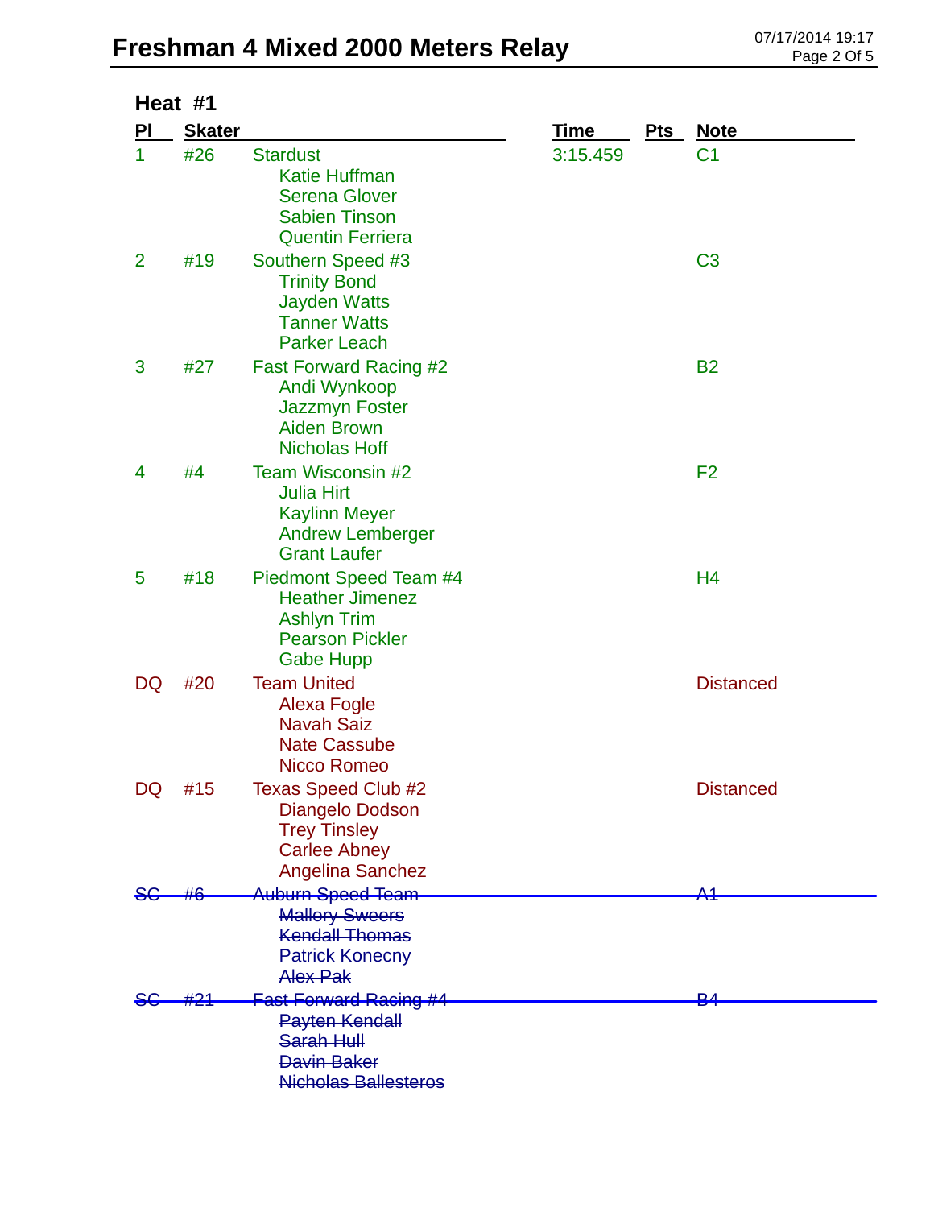# Freshman 4 Mixed 2000 Meters Relay

07/17/2014 19:17

## Heat #1

| Pl | Skater | | Time | Pts | Note |
|---|---|---|---|---|---|
| 1 | #26 | Stardust<br>Katie Huffman<br>Serena Glover<br>Sabien Tinson<br>Quentin Ferriera | 3:15.459 | | C1 |
| 2 | #19 | Southern Speed #3<br>Trinity Bond<br>Jayden Watts<br>Tanner Watts<br>Parker Leach | | | C3 |
| 3 | #27 | Fast Forward Racing #2<br>Andi Wynkoop<br>Jazzmyn Foster<br>Aiden Brown<br>Nicholas Hoff | | | B2 |
| 4 | #4 | Team Wisconsin #2<br>Julia Hirt<br>Kaylinn Meyer<br>Andrew Lemberger<br>Grant Laufer | | | F2 |
| 5 | #18 | Piedmont Speed Team #4<br>Heather Jimenez<br>Ashlyn Trim<br>Pearson Pickler<br>Gabe Hupp | | | H4 |
| DQ | #20 | Team United<br>Alexa Fogle<br>Navah Saiz<br>Nate Cassube<br>Nicco Romeo | | | Distanced |
| DQ | #15 | Texas Speed Club #2<br>Diangelo Dodson<br>Trey Tinsley<br>Carlee Abney<br>Angelina Sanchez | | | Distanced |
| ~~SC~~ | ~~#6~~ | ~~Auburn Speed Team~~<br>~~Mallory Sweers~~<br>~~Kendall Thomas~~<br>~~Patrick Konecny~~<br>~~Alex Pak~~ | | | ~~A1~~ |
| ~~SC~~ | ~~#21~~ | ~~Fast Forward Racing #4~~<br>~~Payten Kendall~~<br>~~Sarah Hull~~<br>~~Davin Baker~~<br>~~Nicholas Ballesteros~~ | | | ~~B4~~ |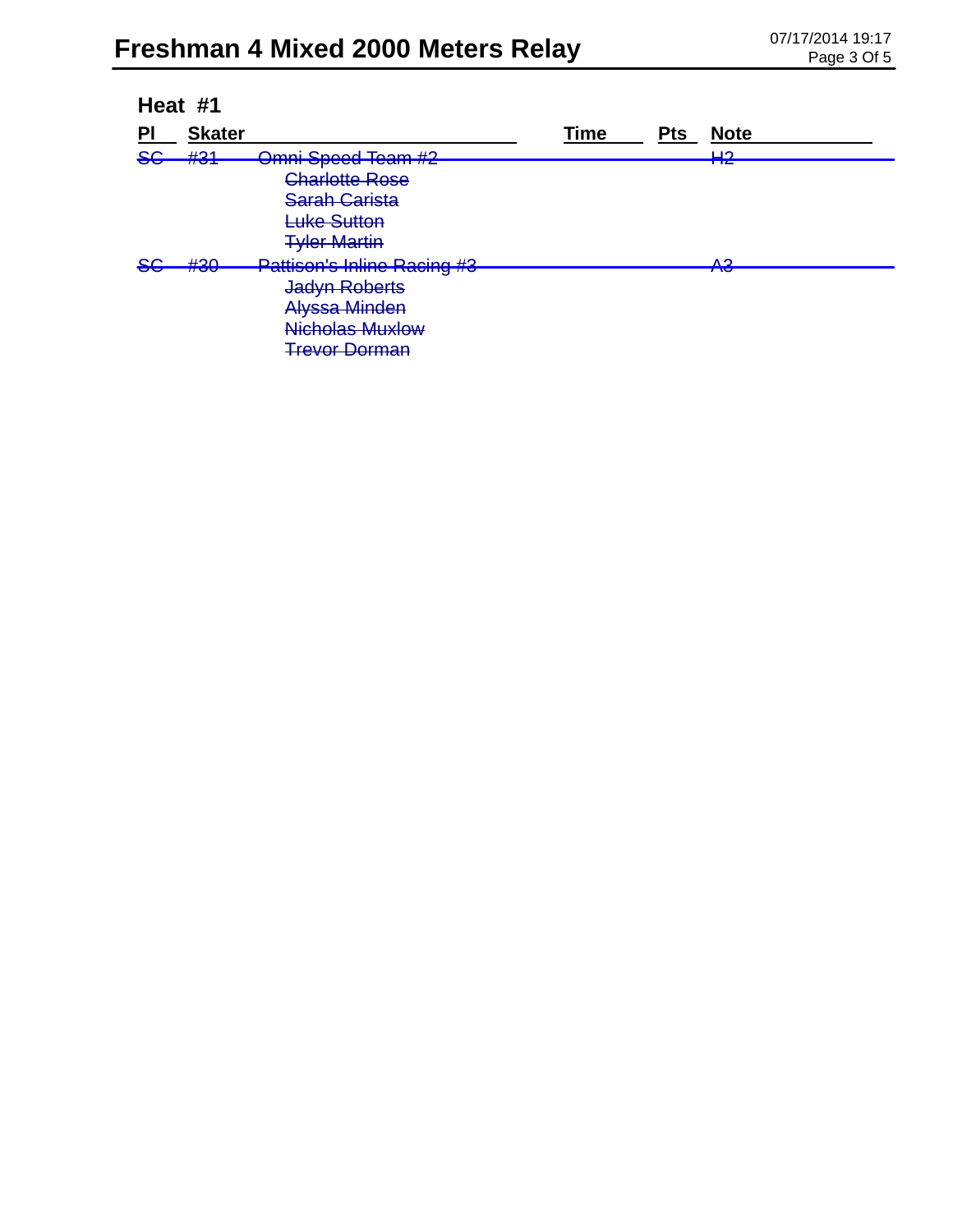# Freshman 4 Mixed 2000 Meters Relay

## Heat #1

| Pl | Skater | | Time | Pts | Note |
|---|---|---|---|---|---|
| ~~SC~~ | ~~#31~~ | ~~Omni Speed Team #2~~ | | | ~~H2~~ |
| | | ~~Charlotte Rose~~ | | | |
| | | ~~Sarah Carista~~ | | | |
| | | ~~Luke Sutton~~ | | | |
| | | ~~Tyler Martin~~ | | | |
| ~~SC~~ | ~~#30~~ | ~~Pattison's Inline Racing #3~~ | | | ~~A3~~ |
| | | ~~Jadyn Roberts~~ | | | |
| | | ~~Alyssa Minden~~ | | | |
| | | ~~Nicholas Muxlow~~ | | | |
| | | ~~Trevor Dorman~~ | | | |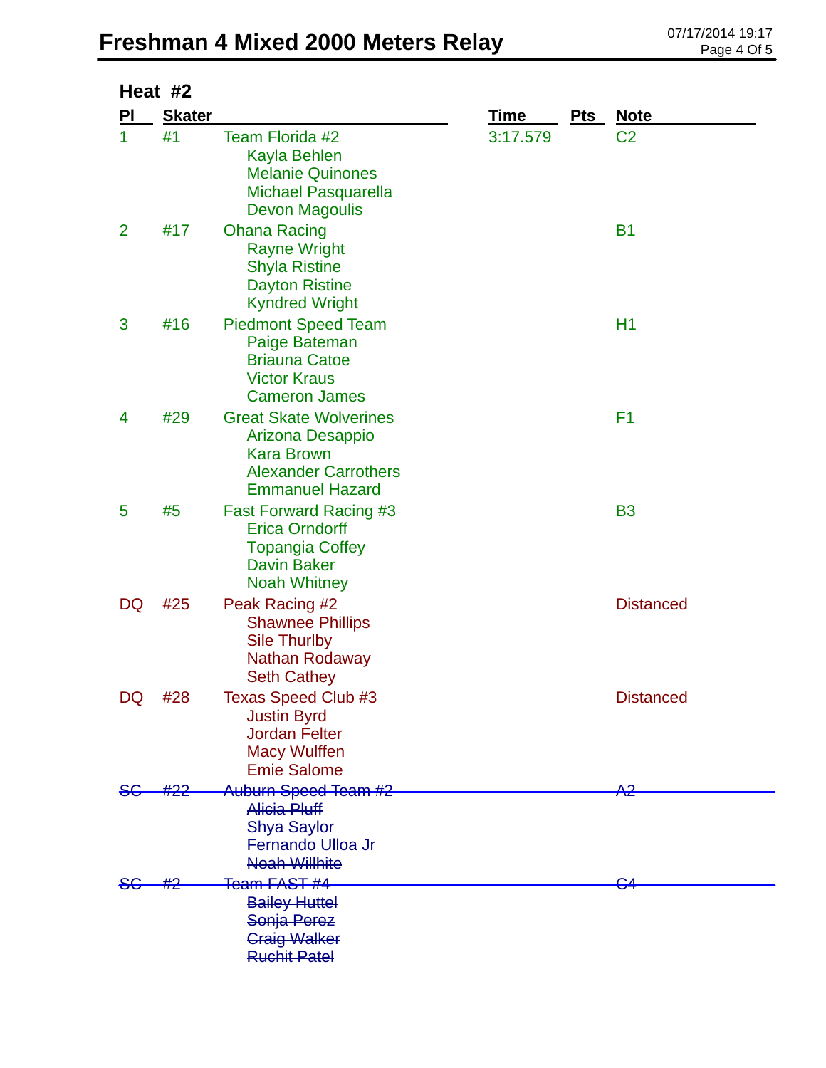# Freshman 4 Mixed 2000 Meters Relay

07/17/2014 19:17

## Heat #2

| Pl | Skater | | Time | Pts | Note |
|---|---|---|---|---|---|
| 1 | #1 | Team Florida #2<br>Kayla Behlen<br>Melanie Quinones<br>Michael Pasquarella<br>Devon Magoulis | 3:17.579 | | C2 |
| 2 | #17 | Ohana Racing<br>Rayne Wright<br>Shyla Ristine<br>Dayton Ristine<br>Kyndred Wright | | | B1 |
| 3 | #16 | Piedmont Speed Team<br>Paige Bateman<br>Briauna Catoe<br>Victor Kraus<br>Cameron James | | | H1 |
| 4 | #29 | Great Skate Wolverines<br>Arizona Desappio<br>Kara Brown<br>Alexander Carrothers<br>Emmanuel Hazard | | | F1 |
| 5 | #5 | Fast Forward Racing #3<br>Erica Orndorff<br>Topangia Coffey<br>Davin Baker<br>Noah Whitney | | | B3 |
| DQ | #25 | Peak Racing #2<br>Shawnee Phillips<br>Sile Thurlby<br>Nathan Rodaway<br>Seth Cathey | | | Distanced |
| DQ | #28 | Texas Speed Club #3<br>Justin Byrd<br>Jordan Felter<br>Macy Wulffen<br>Emie Salome | | | Distanced |
| ~~SC~~ | ~~#22~~ | ~~Auburn Speed Team #2~~<br>~~Alicia Pluff~~<br>~~Shya Saylor~~<br>~~Fernando Ulloa Jr~~<br>~~Noah Willhite~~ | | | ~~A2~~ |
| ~~SC~~ | ~~#2~~ | ~~Team FAST #4~~<br>~~Bailey Huttel~~<br>~~Sonja Perez~~<br>~~Craig Walker~~<br>~~Ruchit Patel~~ | | | ~~C4~~ |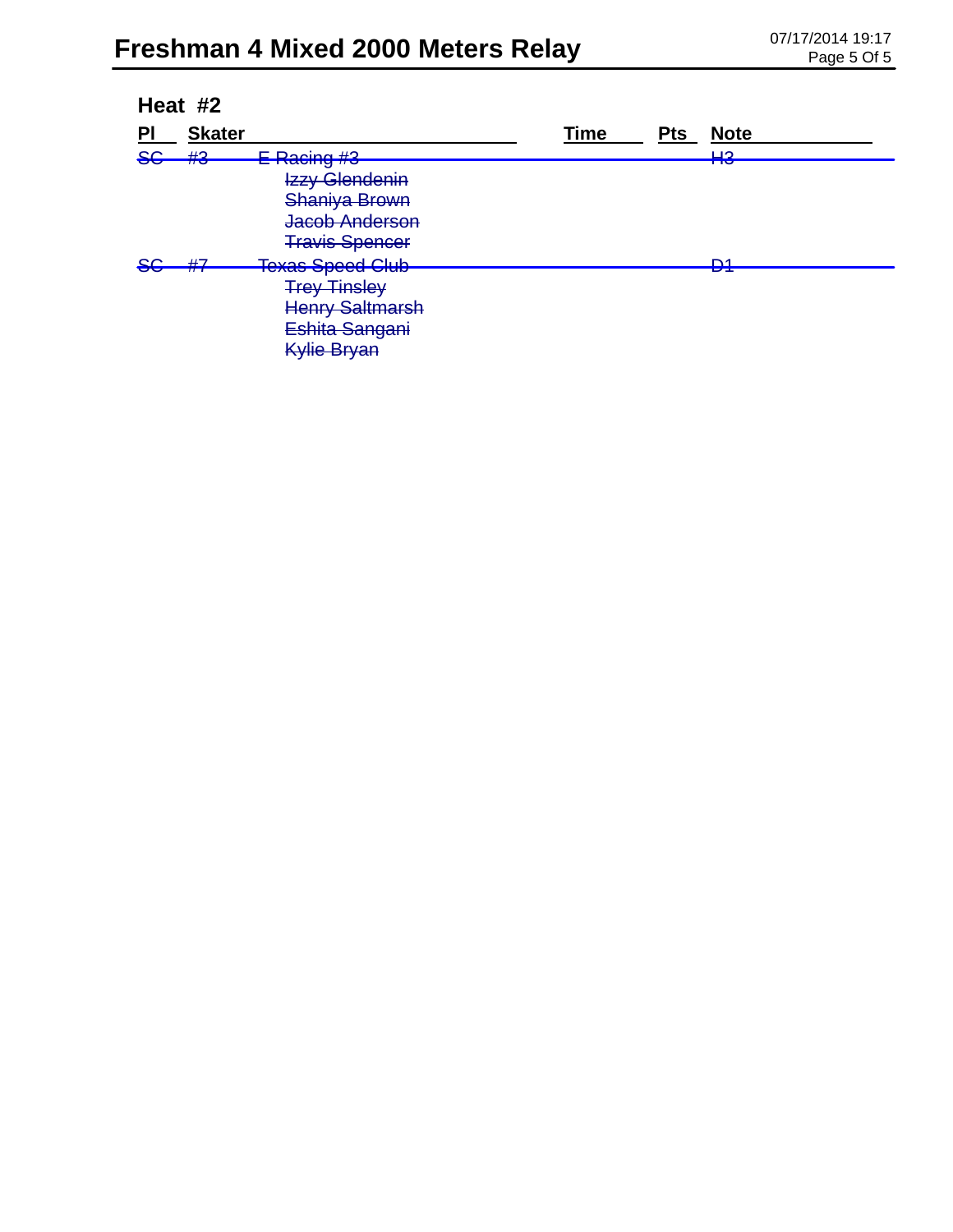# Freshman 4 Mixed 2000 Meters Relay

## Heat #2

| Pl | Skater | | Time | Pts | Note |
| --- | --- | --- | --- | --- | --- |
| ~~SC~~ | ~~#3~~ | ~~E Racing #3~~ | | | ~~H3~~ |
| | | ~~Izzy Glendenin~~ | | | |
| | | ~~Shaniya Brown~~ | | | |
| | | ~~Jacob Anderson~~ | | | |
| | | ~~Travis Spencer~~ | | | |
| ~~SC~~ | ~~#7~~ | ~~Texas Speed Club~~ | | | ~~D1~~ |
| | | ~~Trey Tinsley~~ | | | |
| | | ~~Henry Saltmarsh~~ | | | |
| | | ~~Eshita Sangani~~ | | | |
| | | ~~Kylie Bryan~~ | | | |